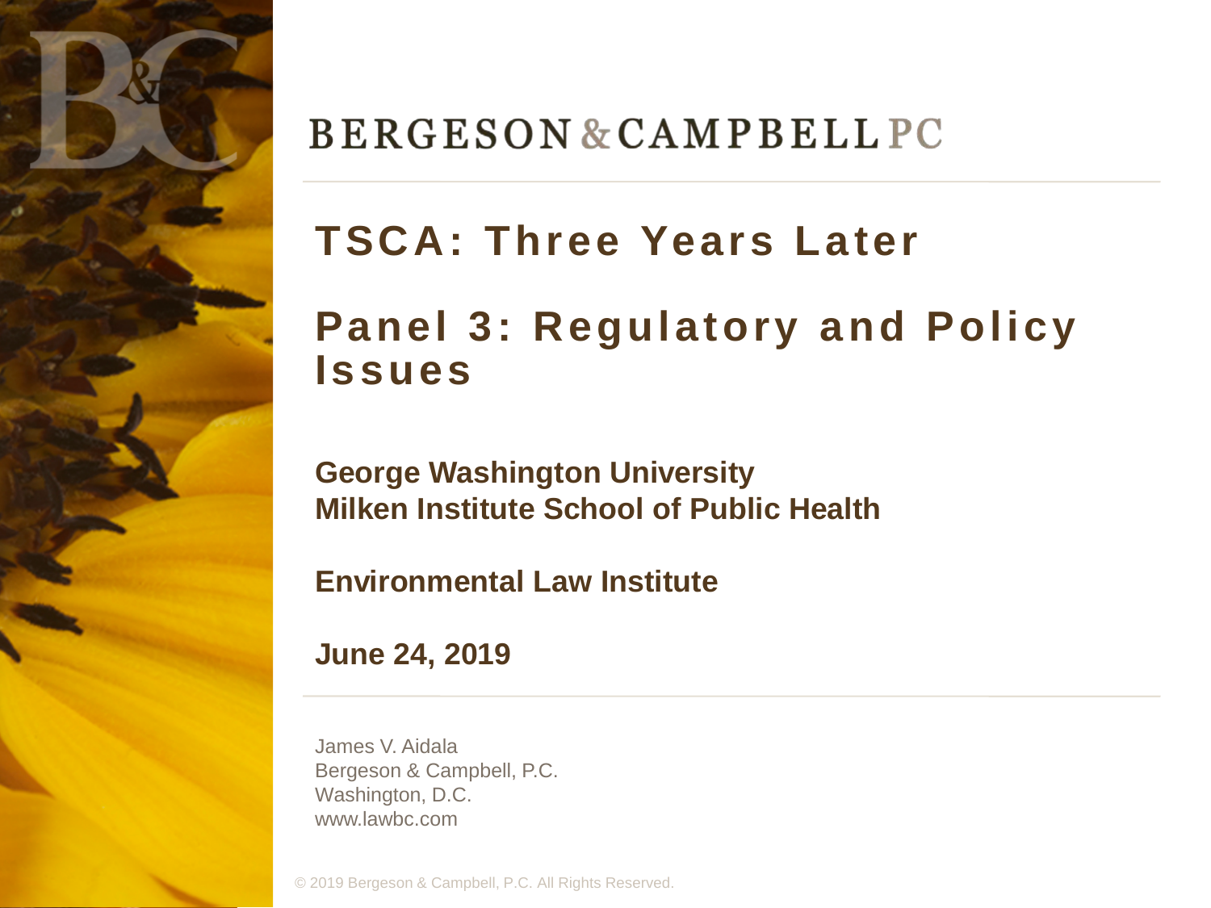BERGESON & CAMPBELL PC

# TSCA: Three Years Later

# Panel 3: Regulatory and Policy Issues

**George Washington University**
**Milken Institute School of Public Health**

**Environmental Law Institute**

**June 24, 2019**

James V. Aidala
Bergeson & Campbell, P.C.
Washington, D.C.
www.lawbc.com

© 2019 Bergeson & Campbell, P.C. All Rights Reserved.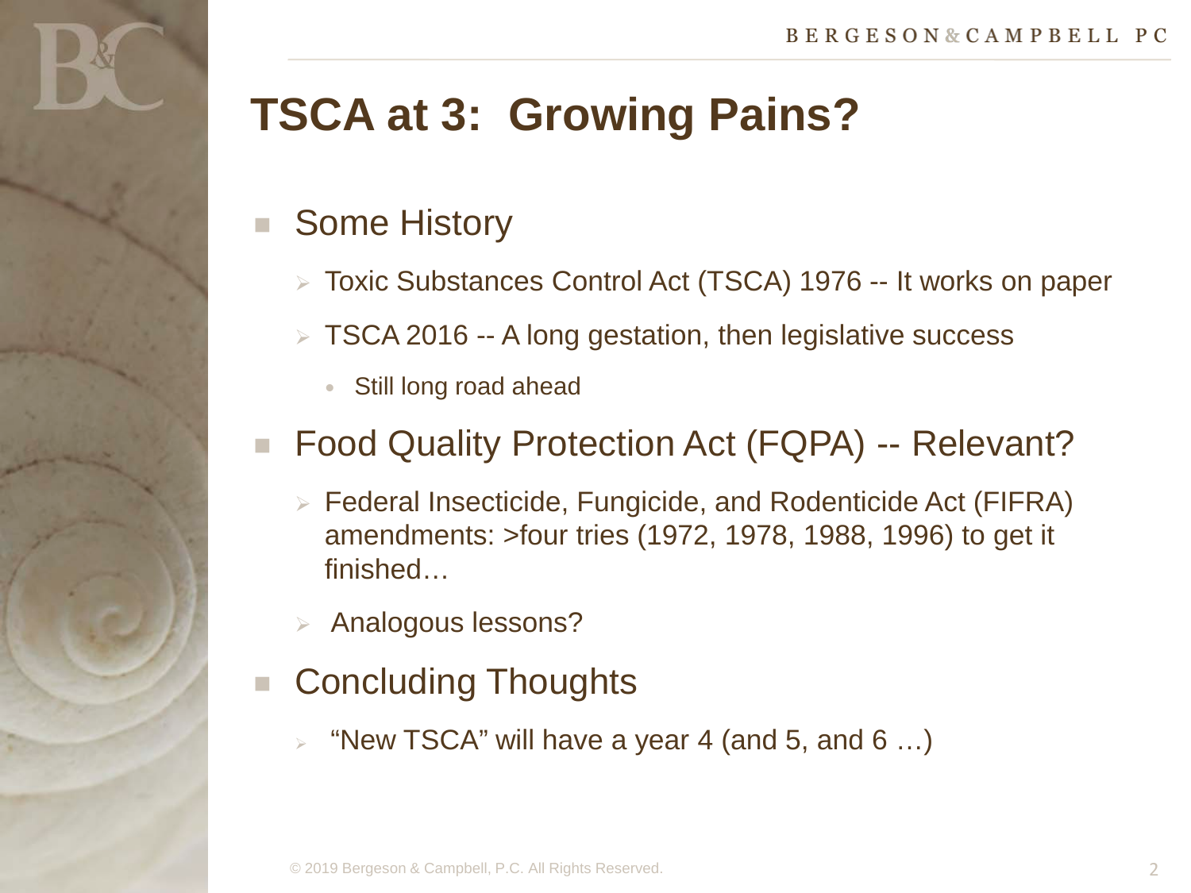# TSCA at 3: Growing Pains?

- Some History
  - Toxic Substances Control Act (TSCA) 1976 -- It works on paper
  - TSCA 2016 -- A long gestation, then legislative success
    - Still long road ahead
- Food Quality Protection Act (FQPA) -- Relevant?
  - Federal Insecticide, Fungicide, and Rodenticide Act (FIFRA) amendments: >four tries (1972, 1978, 1988, 1996) to get it finished…
  - Analogous lessons?
- Concluding Thoughts
  - "New TSCA" will have a year 4 (and 5, and 6 …)

© 2019 Bergeson & Campbell, P.C. All Rights Reserved.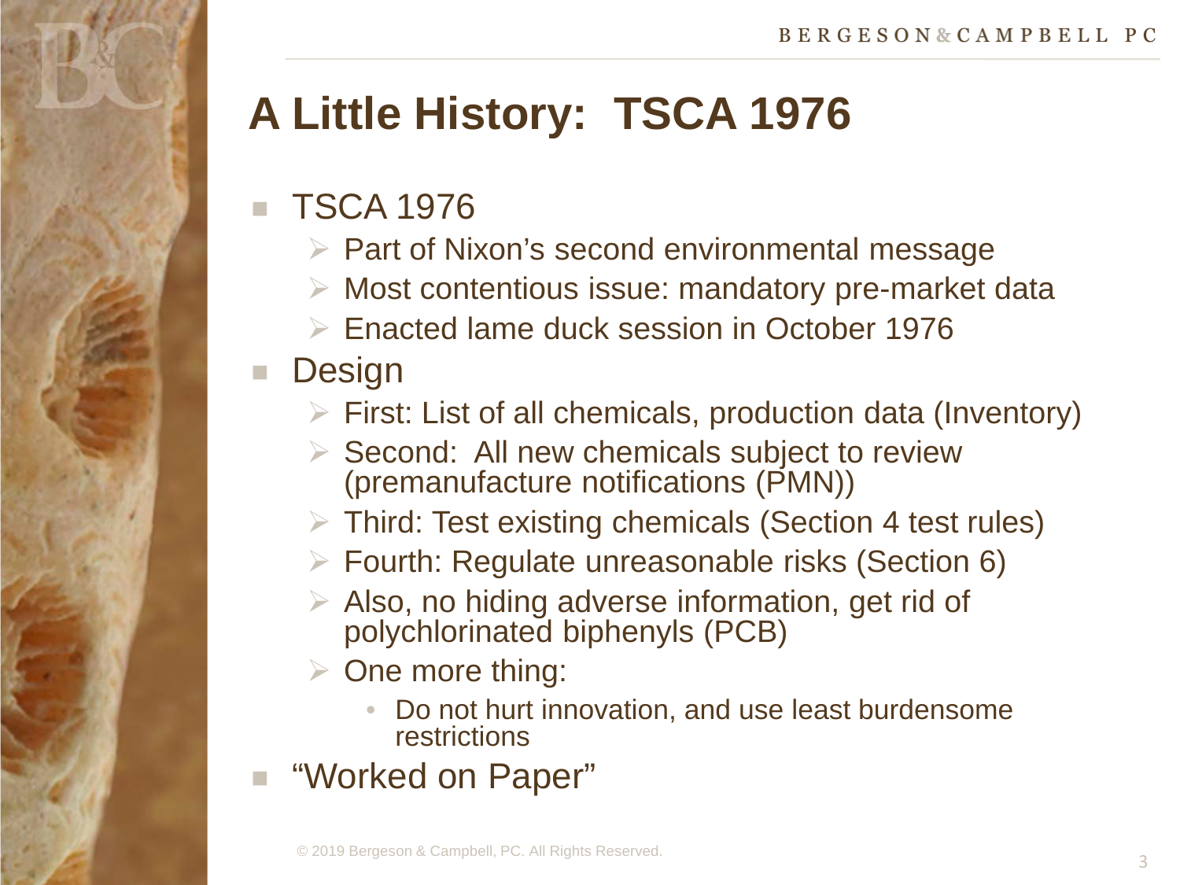# A Little History: TSCA 1976

- TSCA 1976
  - Part of Nixon's second environmental message
  - Most contentious issue: mandatory pre-market data
  - Enacted lame duck session in October 1976
- Design
  - First: List of all chemicals, production data (Inventory)
  - Second: All new chemicals subject to review (premanufacture notifications (PMN))
  - Third: Test existing chemicals (Section 4 test rules)
  - Fourth: Regulate unreasonable risks (Section 6)
  - Also, no hiding adverse information, get rid of polychlorinated biphenyls (PCB)
  - One more thing:
    - Do not hurt innovation, and use least burdensome restrictions
- "Worked on Paper"

© 2019 Bergeson & Campbell, PC. All Rights Reserved.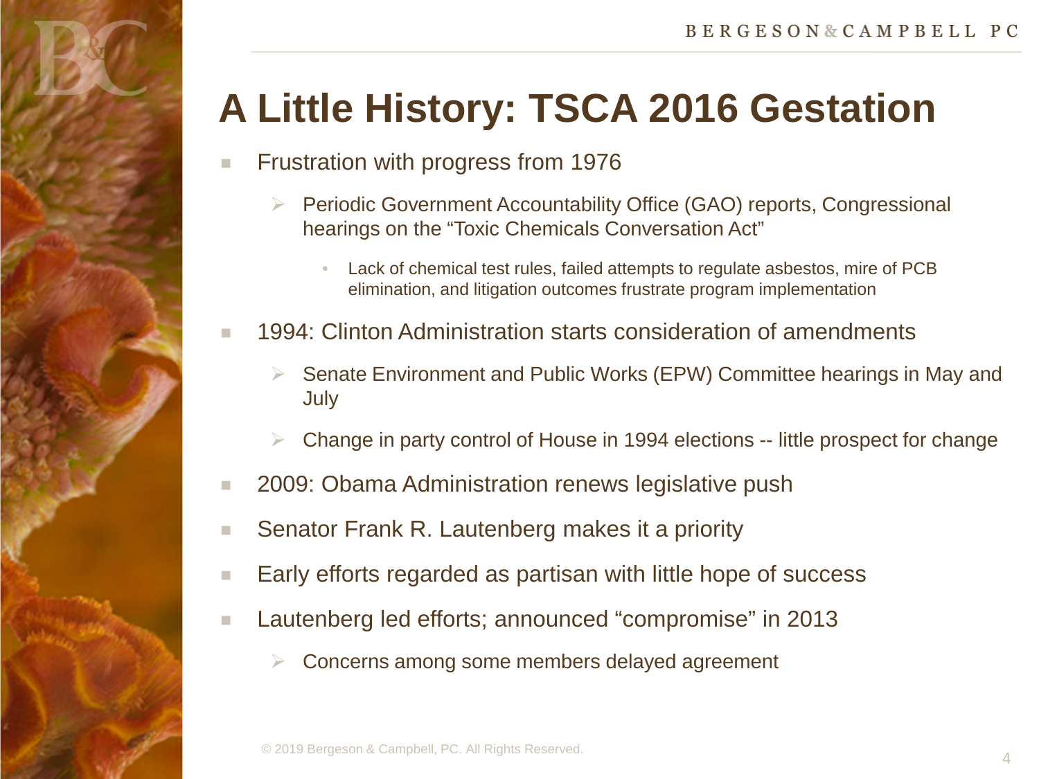# A Little History: TSCA 2016 Gestation

- Frustration with progress from 1976
  - Periodic Government Accountability Office (GAO) reports, Congressional hearings on the “Toxic Chemicals Conversation Act”
    - Lack of chemical test rules, failed attempts to regulate asbestos, mire of PCB elimination, and litigation outcomes frustrate program implementation
- 1994: Clinton Administration starts consideration of amendments
  - Senate Environment and Public Works (EPW) Committee hearings in May and July
  - Change in party control of House in 1994 elections -- little prospect for change
- 2009: Obama Administration renews legislative push
- Senator Frank R. Lautenberg makes it a priority
- Early efforts regarded as partisan with little hope of success
- Lautenberg led efforts; announced “compromise” in 2013
  - Concerns among some members delayed agreement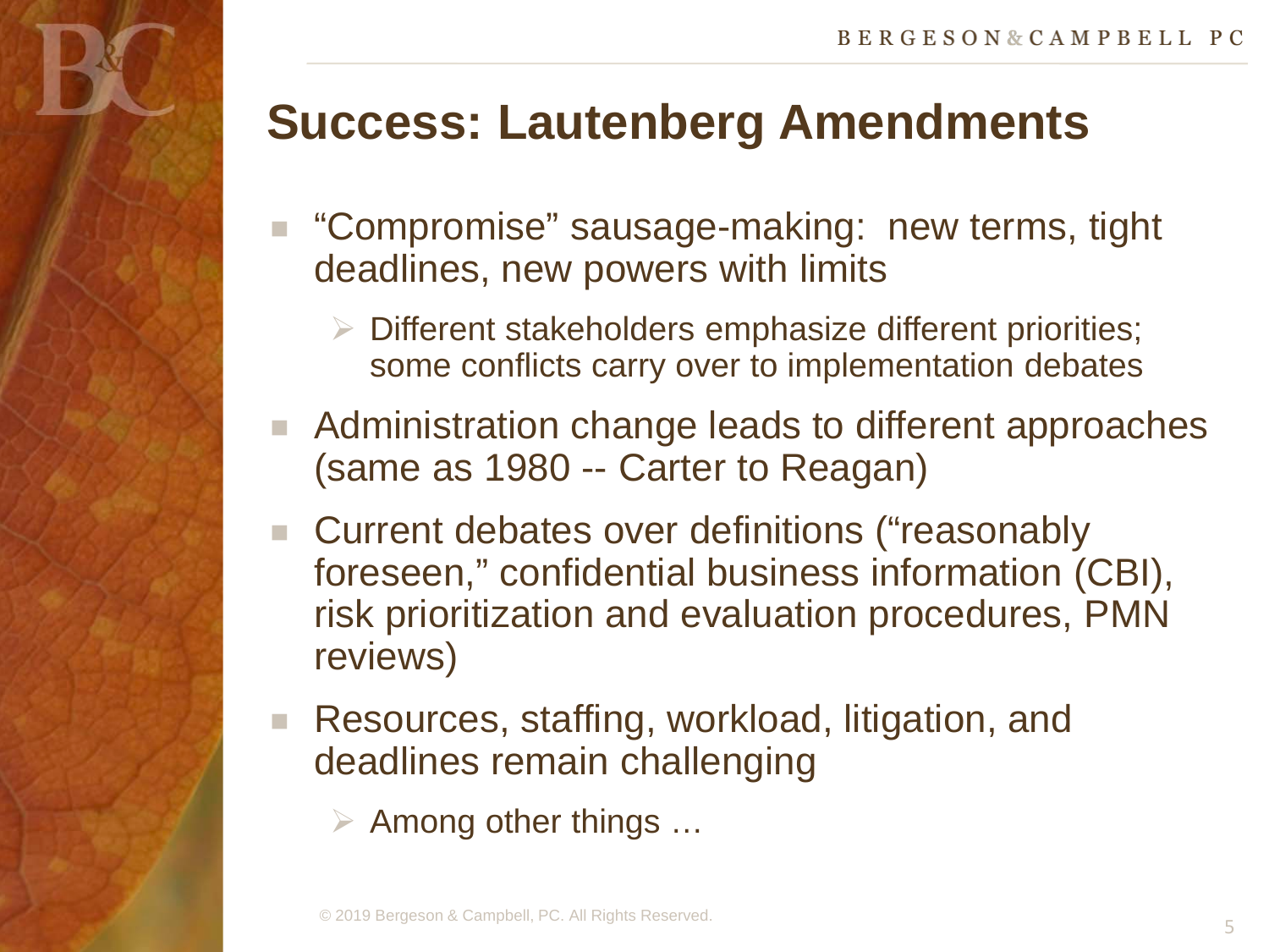# Success: Lautenberg Amendments

- "Compromise" sausage-making: new terms, tight deadlines, new powers with limits
  - Different stakeholders emphasize different priorities; some conflicts carry over to implementation debates
- Administration change leads to different approaches (same as 1980 -- Carter to Reagan)
- Current debates over definitions ("reasonably foreseen," confidential business information (CBI), risk prioritization and evaluation procedures, PMN reviews)
- Resources, staffing, workload, litigation, and deadlines remain challenging
  - Among other things …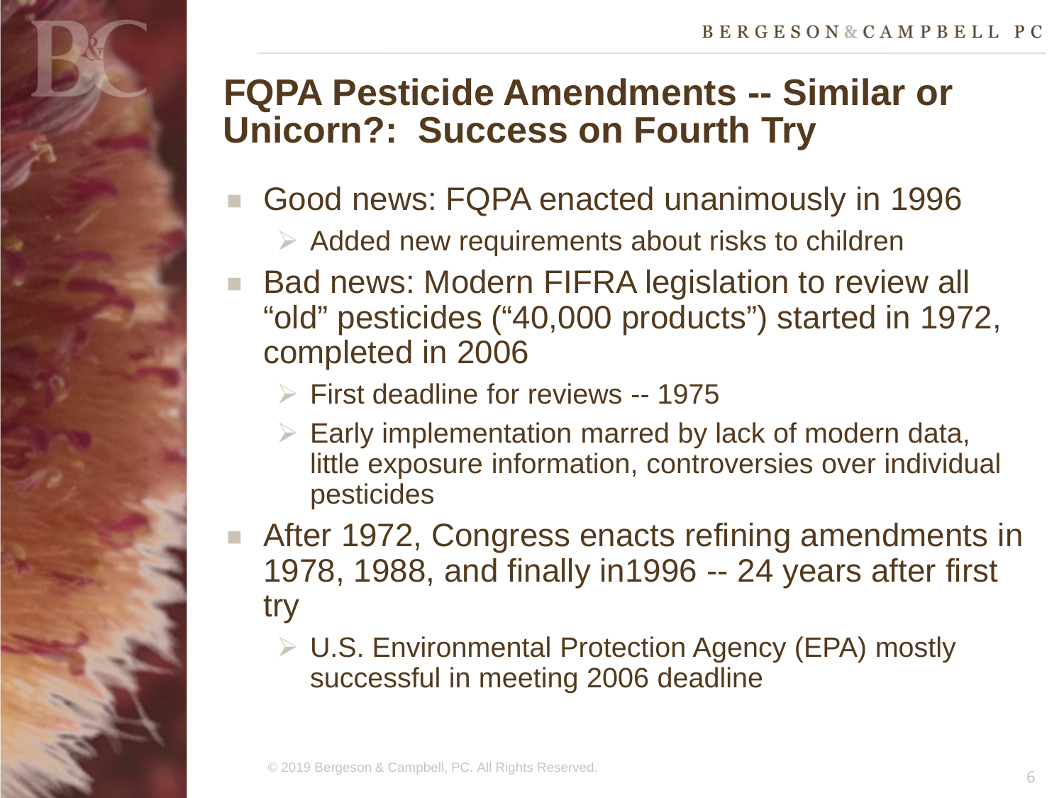# FQPA Pesticide Amendments -- Similar or Unicorn?: Success on Fourth Try

- Good news: FQPA enacted unanimously in 1996
  - Added new requirements about risks to children
- Bad news: Modern FIFRA legislation to review all "old" pesticides ("40,000 products") started in 1972, completed in 2006
  - First deadline for reviews -- 1975
  - Early implementation marred by lack of modern data, little exposure information, controversies over individual pesticides
- After 1972, Congress enacts refining amendments in 1978, 1988, and finally in1996 -- 24 years after first try
  - U.S. Environmental Protection Agency (EPA) mostly successful in meeting 2006 deadline

© 2019 Bergeson & Campbell, PC. All Rights Reserved.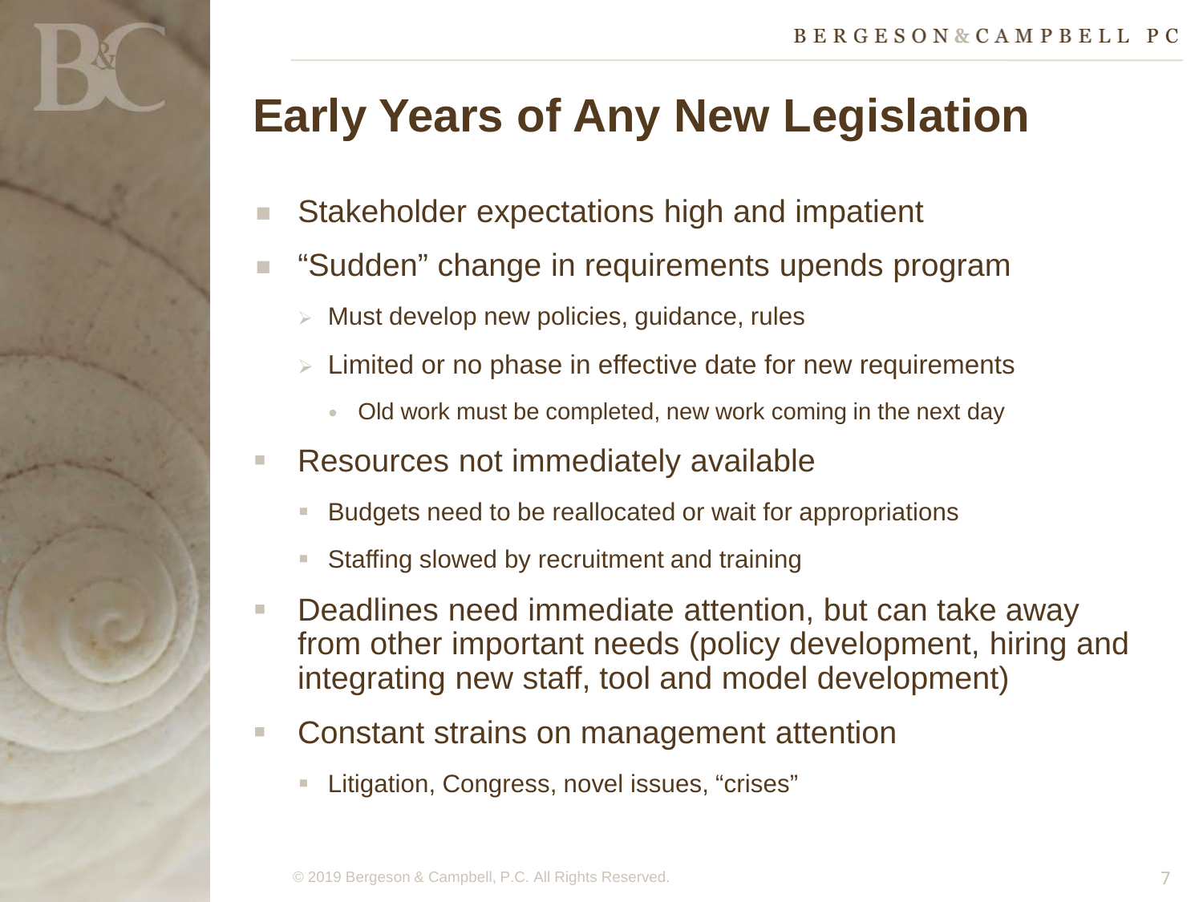# Early Years of Any New Legislation

- Stakeholder expectations high and impatient
- "Sudden" change in requirements upends program
  - Must develop new policies, guidance, rules
  - Limited or no phase in effective date for new requirements
    - Old work must be completed, new work coming in the next day
- Resources not immediately available
  - Budgets need to be reallocated or wait for appropriations
  - Staffing slowed by recruitment and training
- Deadlines need immediate attention, but can take away from other important needs (policy development, hiring and integrating new staff, tool and model development)
- Constant strains on management attention
  - Litigation, Congress, novel issues, "crises"

© 2019 Bergeson & Campbell, P.C. All Rights Reserved.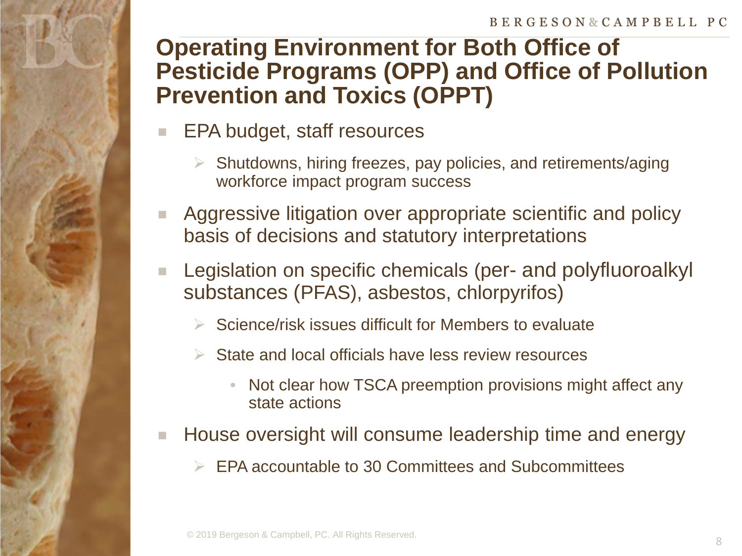# Operating Environment for Both Office of Pesticide Programs (OPP) and Office of Pollution Prevention and Toxics (OPPT)

- EPA budget, staff resources
  - Shutdowns, hiring freezes, pay policies, and retirements/aging workforce impact program success
- Aggressive litigation over appropriate scientific and policy basis of decisions and statutory interpretations
- Legislation on specific chemicals (per- and polyfluoroalkyl substances (PFAS), asbestos, chlorpyrifos)
  - Science/risk issues difficult for Members to evaluate
  - State and local officials have less review resources
    - Not clear how TSCA preemption provisions might affect any state actions
- House oversight will consume leadership time and energy
  - EPA accountable to 30 Committees and Subcommittees

© 2019 Bergeson & Campbell, PC. All Rights Reserved.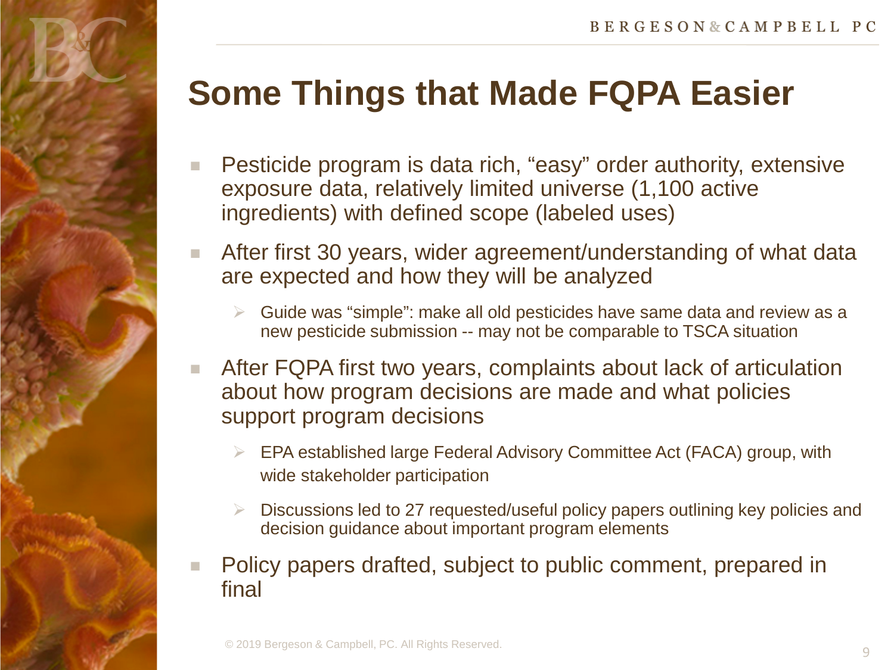# Some Things that Made FQPA Easier

- Pesticide program is data rich, "easy" order authority, extensive exposure data, relatively limited universe (1,100 active ingredients) with defined scope (labeled uses)
- After first 30 years, wider agreement/understanding of what data are expected and how they will be analyzed
  - Guide was "simple": make all old pesticides have same data and review as a new pesticide submission -- may not be comparable to TSCA situation
- After FQPA first two years, complaints about lack of articulation about how program decisions are made and what policies support program decisions
  - EPA established large Federal Advisory Committee Act (FACA) group, with wide stakeholder participation
  - Discussions led to 27 requested/useful policy papers outlining key policies and decision guidance about important program elements
- Policy papers drafted, subject to public comment, prepared in final

© 2019 Bergeson & Campbell, PC. All Rights Reserved.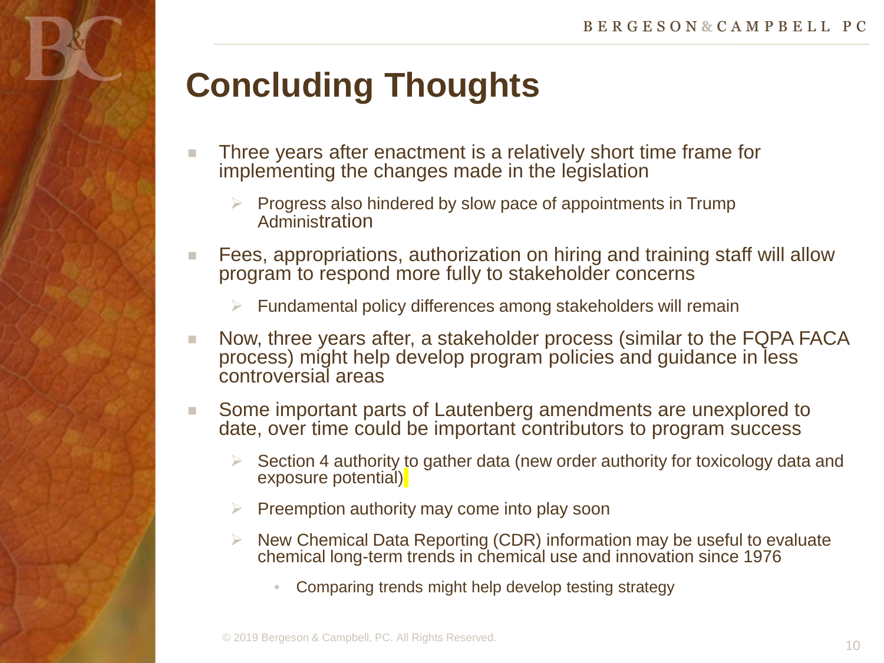# Concluding Thoughts

- Three years after enactment is a relatively short time frame for implementing the changes made in the legislation
  - Progress also hindered by slow pace of appointments in Trump Administration
- Fees, appropriations, authorization on hiring and training staff will allow program to respond more fully to stakeholder concerns
  - Fundamental policy differences among stakeholders will remain
- Now, three years after, a stakeholder process (similar to the FQPA FACA process) might help develop program policies and guidance in less controversial areas
- Some important parts of Lautenberg amendments are unexplored to date, over time could be important contributors to program success
  - Section 4 authority to gather data (new order authority for toxicology data and exposure potential)
  - Preemption authority may come into play soon
  - New Chemical Data Reporting (CDR) information may be useful to evaluate chemical long-term trends in chemical use and innovation since 1976
    - Comparing trends might help develop testing strategy

© 2019 Bergeson & Campbell, PC. All Rights Reserved.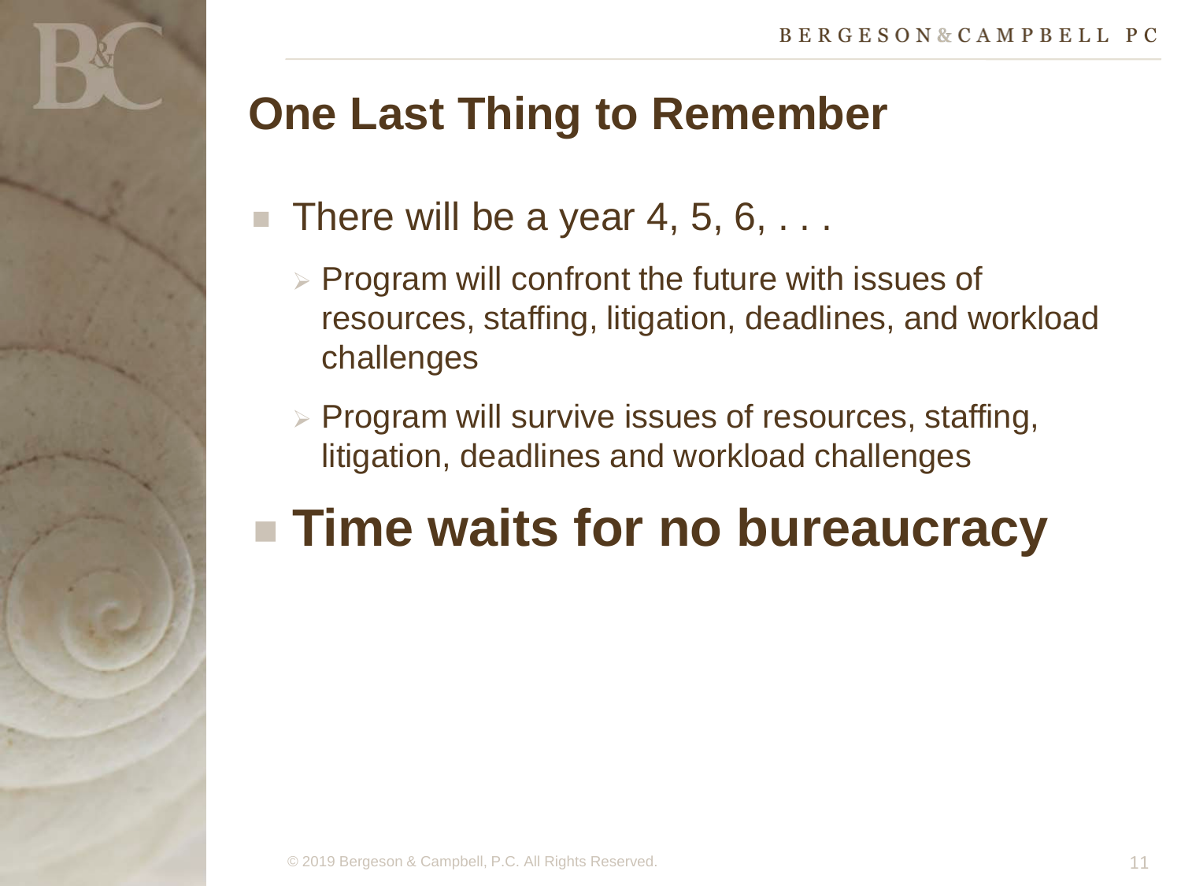## One Last Thing to Remember

- There will be a year 4, 5, 6, . . .
  - Program will confront the future with issues of resources, staffing, litigation, deadlines, and workload challenges
  - Program will survive issues of resources, staffing, litigation, deadlines and workload challenges
- **Time waits for no bureaucracy**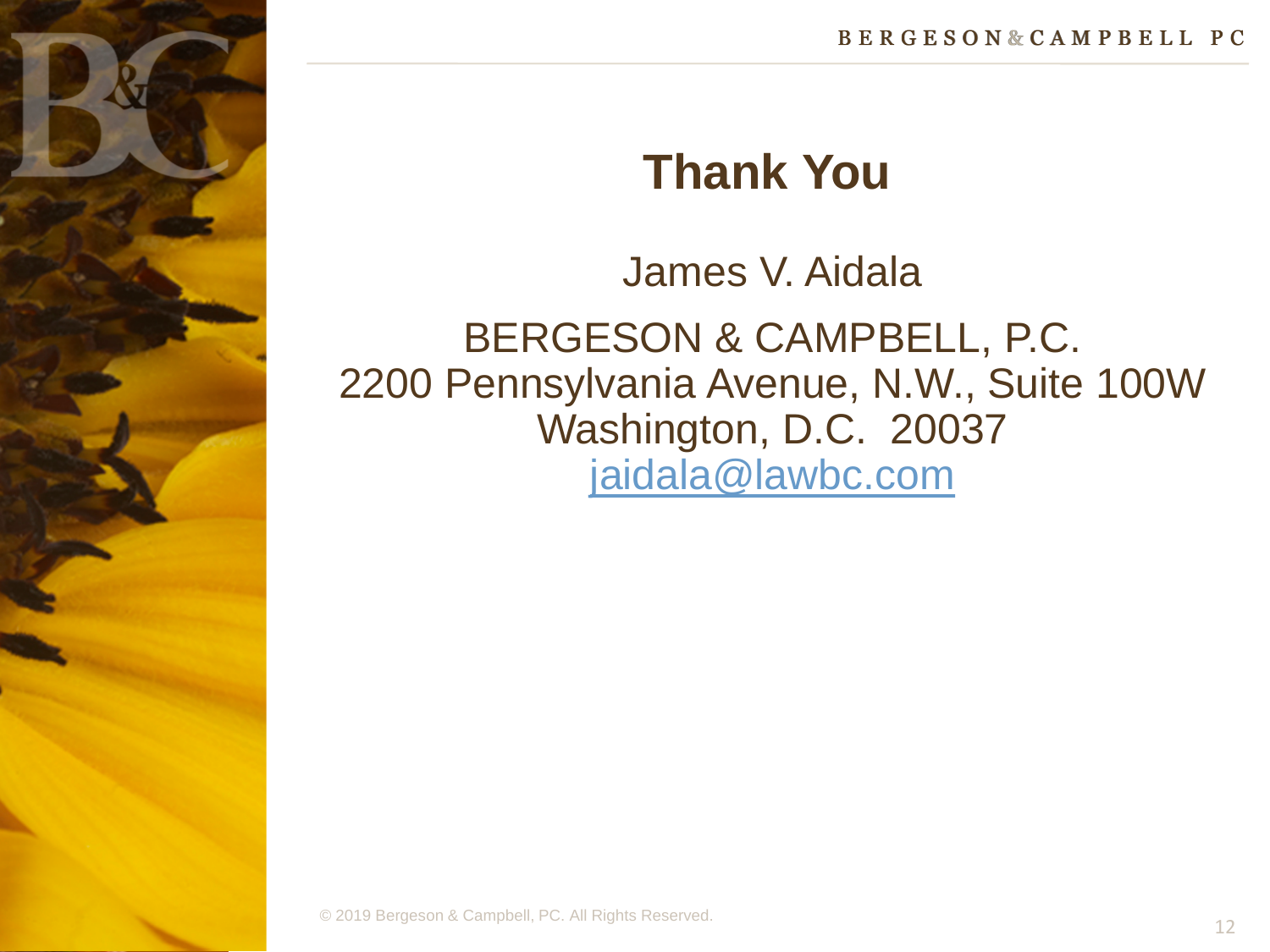# Thank You

James V. Aidala

BERGESON & CAMPBELL, P.C.
2200 Pennsylvania Avenue, N.W., Suite 100W
Washington, D.C. 20037
jaidala@lawbc.com